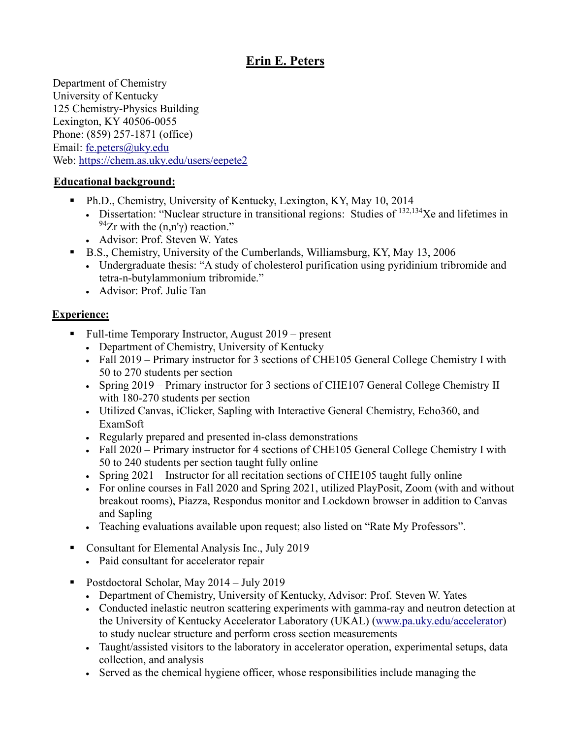# Erin E. Peters

Department of Chemistry
University of Kentucky
125 Chemistry-Physics Building
Lexington, KY 40506-0055
Phone: (859) 257-1871 (office)
Email: fe.peters@uky.edu
Web: https://chem.as.uky.edu/users/eepete2

## Educational background:

- Ph.D., Chemistry, University of Kentucky, Lexington, KY, May 10, 2014
  - Dissertation: "Nuclear structure in transitional regions: Studies of $^{132,134}$Xe and lifetimes in $^{94}$Zr with the (n,n'γ) reaction."
  - Advisor: Prof. Steven W. Yates
- B.S., Chemistry, University of the Cumberlands, Williamsburg, KY, May 13, 2006
  - Undergraduate thesis: "A study of cholesterol purification using pyridinium tribromide and tetra-n-butylammonium tribromide."
  - Advisor: Prof. Julie Tan

## Experience:

- Full-time Temporary Instructor, August 2019 – present
  - Department of Chemistry, University of Kentucky
  - Fall 2019 – Primary instructor for 3 sections of CHE105 General College Chemistry I with 50 to 270 students per section
  - Spring 2019 – Primary instructor for 3 sections of CHE107 General College Chemistry II with 180-270 students per section
  - Utilized Canvas, iClicker, Sapling with Interactive General Chemistry, Echo360, and ExamSoft
  - Regularly prepared and presented in-class demonstrations
  - Fall 2020 – Primary instructor for 4 sections of CHE105 General College Chemistry I with 50 to 240 students per section taught fully online
  - Spring 2021 – Instructor for all recitation sections of CHE105 taught fully online
  - For online courses in Fall 2020 and Spring 2021, utilized PlayPosit, Zoom (with and without breakout rooms), Piazza, Respondus monitor and Lockdown browser in addition to Canvas and Sapling
  - Teaching evaluations available upon request; also listed on "Rate My Professors".

- Consultant for Elemental Analysis Inc., July 2019
  - Paid consultant for accelerator repair

- Postdoctoral Scholar, May 2014 – July 2019
  - Department of Chemistry, University of Kentucky, Advisor: Prof. Steven W. Yates
  - Conducted inelastic neutron scattering experiments with gamma-ray and neutron detection at the University of Kentucky Accelerator Laboratory (UKAL) (www.pa.uky.edu/accelerator) to study nuclear structure and perform cross section measurements
  - Taught/assisted visitors to the laboratory in accelerator operation, experimental setups, data collection, and analysis
  - Served as the chemical hygiene officer, whose responsibilities include managing the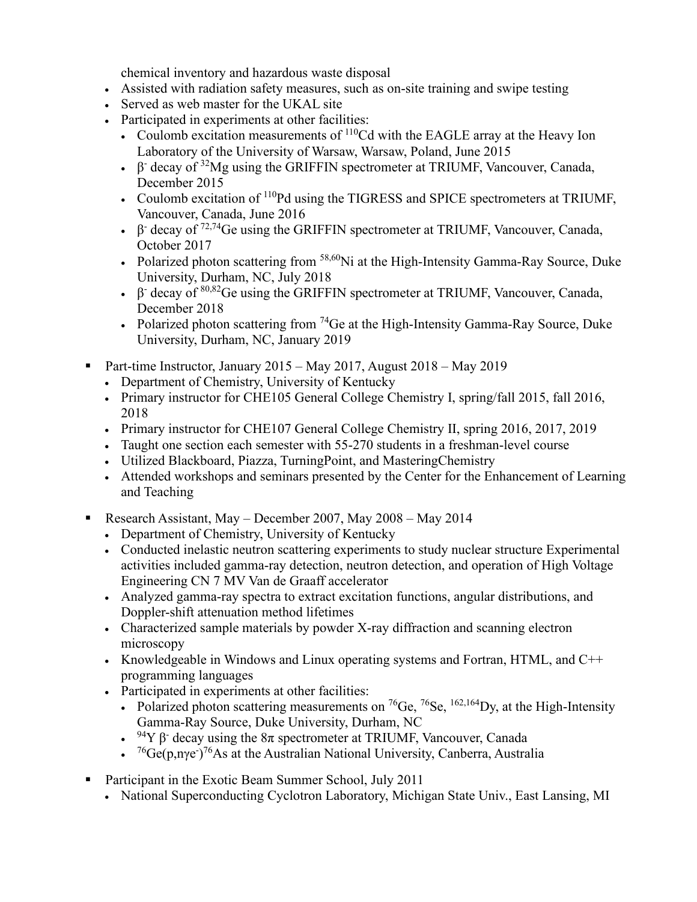chemical inventory and hazardous waste disposal

- Assisted with radiation safety measures, such as on-site training and swipe testing
- Served as web master for the UKAL site
- Participated in experiments at other facilities:
  - Coulomb excitation measurements of $^{110}$Cd with the EAGLE array at the Heavy Ion Laboratory of the University of Warsaw, Warsaw, Poland, June 2015
  - $\beta^-$ decay of $^{32}$Mg using the GRIFFIN spectrometer at TRIUMF, Vancouver, Canada, December 2015
  - Coulomb excitation of $^{110}$Pd using the TIGRESS and SPICE spectrometers at TRIUMF, Vancouver, Canada, June 2016
  - $\beta^-$ decay of $^{72,74}$Ge using the GRIFFIN spectrometer at TRIUMF, Vancouver, Canada, October 2017
  - Polarized photon scattering from $^{58,60}$Ni at the High-Intensity Gamma-Ray Source, Duke University, Durham, NC, July 2018
  - $\beta^-$ decay of $^{80,82}$Ge using the GRIFFIN spectrometer at TRIUMF, Vancouver, Canada, December 2018
  - Polarized photon scattering from $^{74}$Ge at the High-Intensity Gamma-Ray Source, Duke University, Durham, NC, January 2019

- Part-time Instructor, January 2015 – May 2017, August 2018 – May 2019
  - Department of Chemistry, University of Kentucky
  - Primary instructor for CHE105 General College Chemistry I, spring/fall 2015, fall 2016, 2018
  - Primary instructor for CHE107 General College Chemistry II, spring 2016, 2017, 2019
  - Taught one section each semester with 55-270 students in a freshman-level course
  - Utilized Blackboard, Piazza, TurningPoint, and MasteringChemistry
  - Attended workshops and seminars presented by the Center for the Enhancement of Learning and Teaching

- Research Assistant, May – December 2007, May 2008 – May 2014
  - Department of Chemistry, University of Kentucky
  - Conducted inelastic neutron scattering experiments to study nuclear structure Experimental activities included gamma-ray detection, neutron detection, and operation of High Voltage Engineering CN 7 MV Van de Graaff accelerator
  - Analyzed gamma-ray spectra to extract excitation functions, angular distributions, and Doppler-shift attenuation method lifetimes
  - Characterized sample materials by powder X-ray diffraction and scanning electron microscopy
  - Knowledgeable in Windows and Linux operating systems and Fortran, HTML, and C++ programming languages
  - Participated in experiments at other facilities:
    - Polarized photon scattering measurements on $^{76}$Ge, $^{76}$Se, $^{162,164}$Dy, at the High-Intensity Gamma-Ray Source, Duke University, Durham, NC
    - $^{94}$Y $\beta^-$ decay using the 8π spectrometer at TRIUMF, Vancouver, Canada
    - $^{76}$Ge(p,n$\gamma$e$^-$)$^{76}$As at the Australian National University, Canberra, Australia

- Participant in the Exotic Beam Summer School, July 2011
  - National Superconducting Cyclotron Laboratory, Michigan State Univ., East Lansing, MI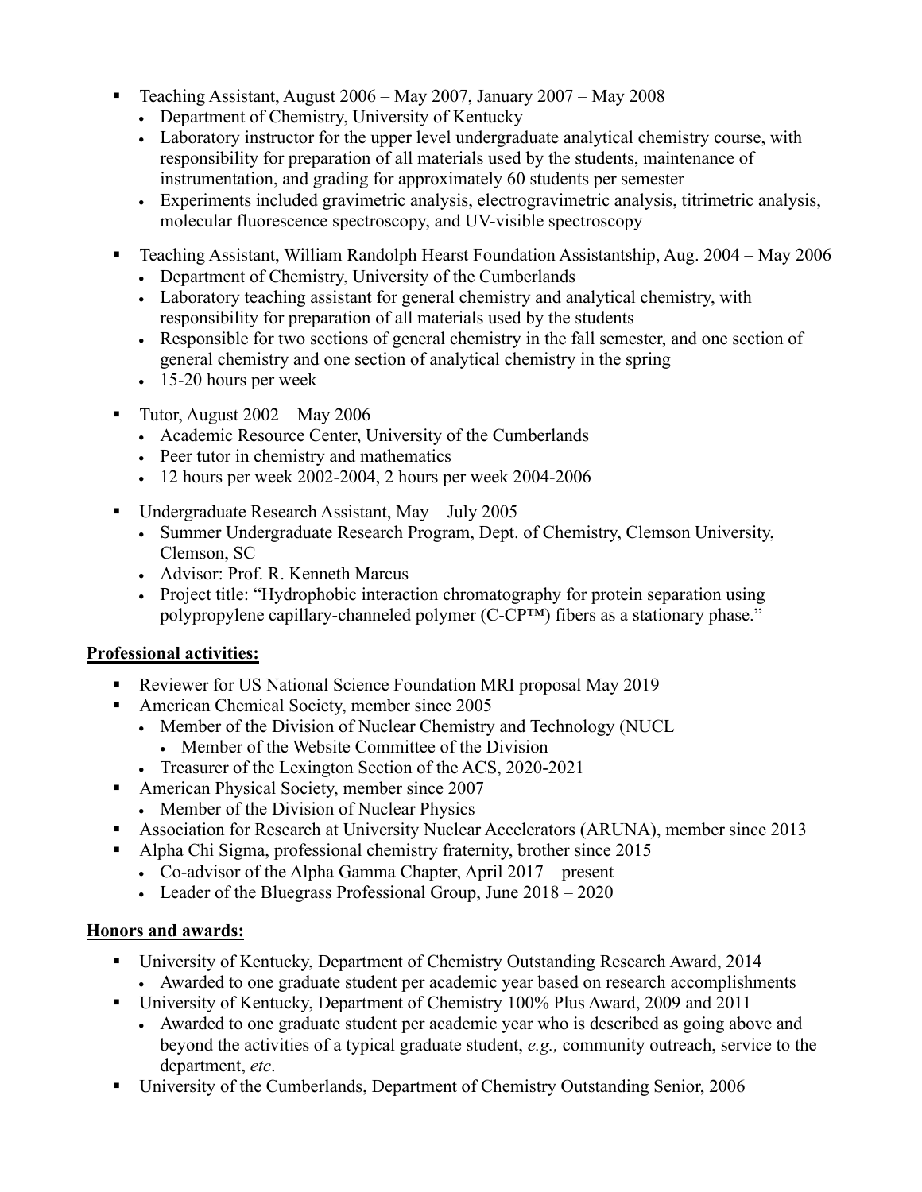- Teaching Assistant, August 2006 – May 2007, January 2007 – May 2008
  - Department of Chemistry, University of Kentucky
  - Laboratory instructor for the upper level undergraduate analytical chemistry course, with responsibility for preparation of all materials used by the students, maintenance of instrumentation, and grading for approximately 60 students per semester
  - Experiments included gravimetric analysis, electrogravimetric analysis, titrimetric analysis, molecular fluorescence spectroscopy, and UV-visible spectroscopy

- Teaching Assistant, William Randolph Hearst Foundation Assistantship, Aug. 2004 – May 2006
  - Department of Chemistry, University of the Cumberlands
  - Laboratory teaching assistant for general chemistry and analytical chemistry, with responsibility for preparation of all materials used by the students
  - Responsible for two sections of general chemistry in the fall semester, and one section of general chemistry and one section of analytical chemistry in the spring
  - 15-20 hours per week

- Tutor, August 2002 – May 2006
  - Academic Resource Center, University of the Cumberlands
  - Peer tutor in chemistry and mathematics
  - 12 hours per week 2002-2004, 2 hours per week 2004-2006

- Undergraduate Research Assistant, May – July 2005
  - Summer Undergraduate Research Program, Dept. of Chemistry, Clemson University, Clemson, SC
  - Advisor: Prof. R. Kenneth Marcus
  - Project title: "Hydrophobic interaction chromatography for protein separation using polypropylene capillary-channeled polymer (C-CP™) fibers as a stationary phase."

**Professional activities:**

- Reviewer for US National Science Foundation MRI proposal May 2019
- American Chemical Society, member since 2005
  - Member of the Division of Nuclear Chemistry and Technology (NUCL
    - Member of the Website Committee of the Division
  - Treasurer of the Lexington Section of the ACS, 2020-2021
- American Physical Society, member since 2007
  - Member of the Division of Nuclear Physics
- Association for Research at University Nuclear Accelerators (ARUNA), member since 2013
- Alpha Chi Sigma, professional chemistry fraternity, brother since 2015
  - Co-advisor of the Alpha Gamma Chapter, April 2017 – present
  - Leader of the Bluegrass Professional Group, June 2018 – 2020

**Honors and awards:**

- University of Kentucky, Department of Chemistry Outstanding Research Award, 2014
  - Awarded to one graduate student per academic year based on research accomplishments
- University of Kentucky, Department of Chemistry 100% Plus Award, 2009 and 2011
  - Awarded to one graduate student per academic year who is described as going above and beyond the activities of a typical graduate student, *e.g.,* community outreach, service to the department, *etc*.
- University of the Cumberlands, Department of Chemistry Outstanding Senior, 2006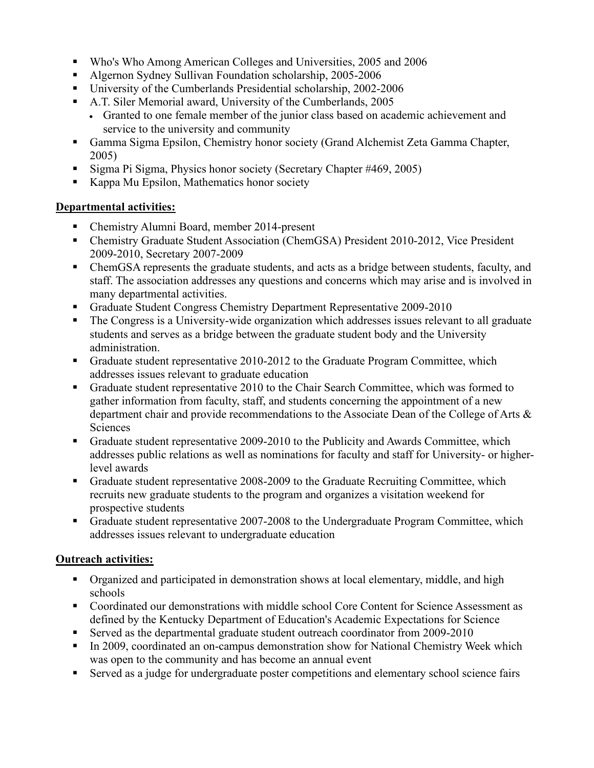- Who's Who Among American Colleges and Universities, 2005 and 2006
- Algernon Sydney Sullivan Foundation scholarship, 2005-2006
- University of the Cumberlands Presidential scholarship, 2002-2006
- A.T. Siler Memorial award, University of the Cumberlands, 2005
  - Granted to one female member of the junior class based on academic achievement and service to the university and community
- Gamma Sigma Epsilon, Chemistry honor society (Grand Alchemist Zeta Gamma Chapter, 2005)
- Sigma Pi Sigma, Physics honor society (Secretary Chapter #469, 2005)
- Kappa Mu Epsilon, Mathematics honor society

**Departmental activities:**

- Chemistry Alumni Board, member 2014-present
- Chemistry Graduate Student Association (ChemGSA) President 2010-2012, Vice President 2009-2010, Secretary 2007-2009
- ChemGSA represents the graduate students, and acts as a bridge between students, faculty, and staff. The association addresses any questions and concerns which may arise and is involved in many departmental activities.
- Graduate Student Congress Chemistry Department Representative 2009-2010
- The Congress is a University-wide organization which addresses issues relevant to all graduate students and serves as a bridge between the graduate student body and the University administration.
- Graduate student representative 2010-2012 to the Graduate Program Committee, which addresses issues relevant to graduate education
- Graduate student representative 2010 to the Chair Search Committee, which was formed to gather information from faculty, staff, and students concerning the appointment of a new department chair and provide recommendations to the Associate Dean of the College of Arts & Sciences
- Graduate student representative 2009-2010 to the Publicity and Awards Committee, which addresses public relations as well as nominations for faculty and staff for University- or higher-level awards
- Graduate student representative 2008-2009 to the Graduate Recruiting Committee, which recruits new graduate students to the program and organizes a visitation weekend for prospective students
- Graduate student representative 2007-2008 to the Undergraduate Program Committee, which addresses issues relevant to undergraduate education

**Outreach activities:**

- Organized and participated in demonstration shows at local elementary, middle, and high schools
- Coordinated our demonstrations with middle school Core Content for Science Assessment as defined by the Kentucky Department of Education's Academic Expectations for Science
- Served as the departmental graduate student outreach coordinator from 2009-2010
- In 2009, coordinated an on-campus demonstration show for National Chemistry Week which was open to the community and has become an annual event
- Served as a judge for undergraduate poster competitions and elementary school science fairs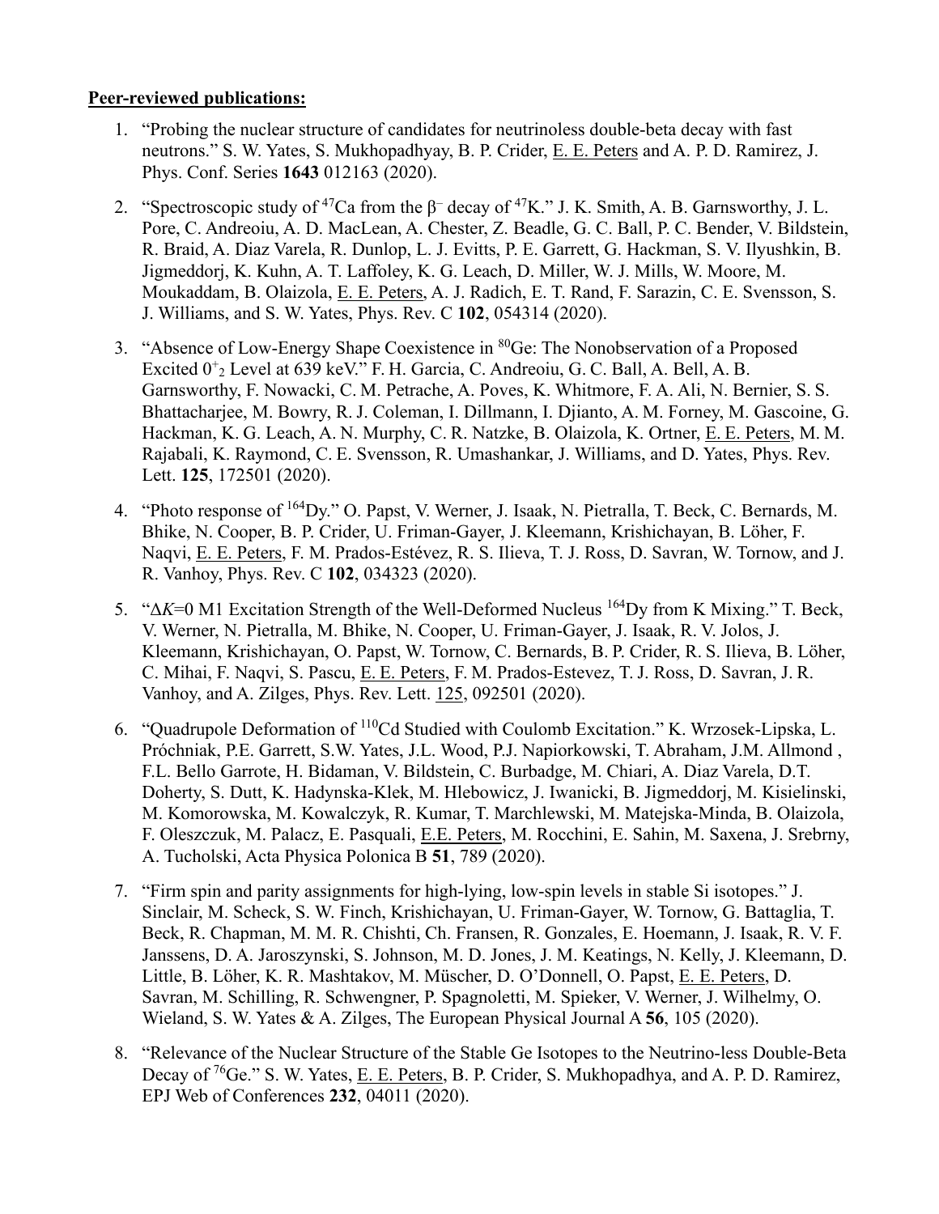**Peer-reviewed publications:**

1. "Probing the nuclear structure of candidates for neutrinoless double-beta decay with fast neutrons." S. W. Yates, S. Mukhopadhyay, B. P. Crider, E. E. Peters and A. P. D. Ramirez, J. Phys. Conf. Series **1643** 012163 (2020).

2. "Spectroscopic study of $^{47}$Ca from the $\beta^-$ decay of $^{47}$K." J. K. Smith, A. B. Garnsworthy, J. L. Pore, C. Andreoiu, A. D. MacLean, A. Chester, Z. Beadle, G. C. Ball, P. C. Bender, V. Bildstein, R. Braid, A. Diaz Varela, R. Dunlop, L. J. Evitts, P. E. Garrett, G. Hackman, S. V. Ilyushkin, B. Jigmeddorj, K. Kuhn, A. T. Laffoley, K. G. Leach, D. Miller, W. J. Mills, W. Moore, M. Moukaddam, B. Olaizola, E. E. Peters, A. J. Radich, E. T. Rand, F. Sarazin, C. E. Svensson, S. J. Williams, and S. W. Yates, Phys. Rev. C **102**, 054314 (2020).

3. "Absence of Low-Energy Shape Coexistence in $^{80}$Ge: The Nonobservation of a Proposed Excited $0^+_2$ Level at 639 keV." F. H. Garcia, C. Andreoiu, G. C. Ball, A. Bell, A. B. Garnsworthy, F. Nowacki, C. M. Petrache, A. Poves, K. Whitmore, F. A. Ali, N. Bernier, S. S. Bhattacharjee, M. Bowry, R. J. Coleman, I. Dillmann, I. Djianto, A. M. Forney, M. Gascoine, G. Hackman, K. G. Leach, A. N. Murphy, C. R. Natzke, B. Olaizola, K. Ortner, E. E. Peters, M. M. Rajabali, K. Raymond, C. E. Svensson, R. Umashankar, J. Williams, and D. Yates, Phys. Rev. Lett. **125**, 172501 (2020).

4. "Photo response of $^{164}$Dy." O. Papst, V. Werner, J. Isaak, N. Pietralla, T. Beck, C. Bernards, M. Bhike, N. Cooper, B. P. Crider, U. Friman-Gayer, J. Kleemann, Krishichayan, B. Löher, F. Naqvi, E. E. Peters, F. M. Prados-Estévez, R. S. Ilieva, T. J. Ross, D. Savran, W. Tornow, and J. R. Vanhoy, Phys. Rev. C **102**, 034323 (2020).

5. "$\Delta K$=0 M1 Excitation Strength of the Well-Deformed Nucleus $^{164}$Dy from K Mixing." T. Beck, V. Werner, N. Pietralla, M. Bhike, N. Cooper, U. Friman-Gayer, J. Isaak, R. V. Jolos, J. Kleemann, Krishichayan, O. Papst, W. Tornow, C. Bernards, B. P. Crider, R. S. Ilieva, B. Löher, C. Mihai, F. Naqvi, S. Pascu, E. E. Peters, F. M. Prados-Estevez, T. J. Ross, D. Savran, J. R. Vanhoy, and A. Zilges, Phys. Rev. Lett. 125, 092501 (2020).

6. "Quadrupole Deformation of $^{110}$Cd Studied with Coulomb Excitation." K. Wrzosek-Lipska, L. Próchniak, P.E. Garrett, S.W. Yates, J.L. Wood, P.J. Napiorkowski, T. Abraham, J.M. Allmond , F.L. Bello Garrote, H. Bidaman, V. Bildstein, C. Burbadge, M. Chiari, A. Diaz Varela, D.T. Doherty, S. Dutt, K. Hadynska-Klek, M. Hlebowicz, J. Iwanicki, B. Jigmeddorj, M. Kisielinski, M. Komorowska, M. Kowalczyk, R. Kumar, T. Marchlewski, M. Matejska-Minda, B. Olaizola, F. Oleszczuk, M. Palacz, E. Pasquali, E.E. Peters, M. Rocchini, E. Sahin, M. Saxena, J. Srebrny, A. Tucholski, Acta Physica Polonica B **51**, 789 (2020).

7. "Firm spin and parity assignments for high-lying, low-spin levels in stable Si isotopes." J. Sinclair, M. Scheck, S. W. Finch, Krishichayan, U. Friman-Gayer, W. Tornow, G. Battaglia, T. Beck, R. Chapman, M. M. R. Chishti, Ch. Fransen, R. Gonzales, E. Hoemann, J. Isaak, R. V. F. Janssens, D. A. Jaroszynski, S. Johnson, M. D. Jones, J. M. Keatings, N. Kelly, J. Kleemann, D. Little, B. Löher, K. R. Mashtakov, M. Müscher, D. O'Donnell, O. Papst, E. E. Peters, D. Savran, M. Schilling, R. Schwengner, P. Spagnoletti, M. Spieker, V. Werner, J. Wilhelmy, O. Wieland, S. W. Yates & A. Zilges, The European Physical Journal A **56**, 105 (2020).

8. "Relevance of the Nuclear Structure of the Stable Ge Isotopes to the Neutrino-less Double-Beta Decay of $^{76}$Ge." S. W. Yates, E. E. Peters, B. P. Crider, S. Mukhopadhya, and A. P. D. Ramirez, EPJ Web of Conferences **232**, 04011 (2020).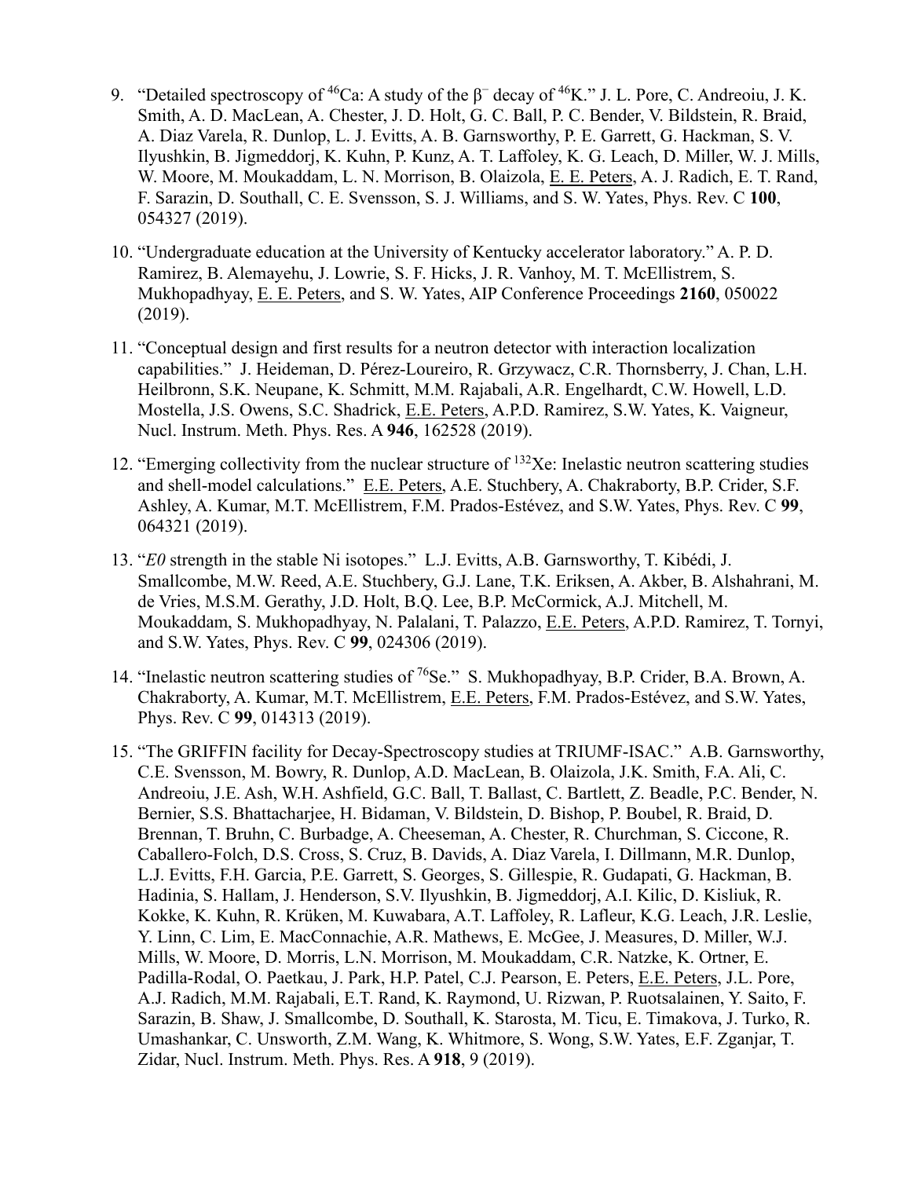9. "Detailed spectroscopy of $^{46}$Ca: A study of the $\beta^-$ decay of $^{46}$K." J. L. Pore, C. Andreoiu, J. K. Smith, A. D. MacLean, A. Chester, J. D. Holt, G. C. Ball, P. C. Bender, V. Bildstein, R. Braid, A. Diaz Varela, R. Dunlop, L. J. Evitts, A. B. Garnsworthy, P. E. Garrett, G. Hackman, S. V. Ilyushkin, B. Jigmeddorj, K. Kuhn, P. Kunz, A. T. Laffoley, K. G. Leach, D. Miller, W. J. Mills, W. Moore, M. Moukaddam, L. N. Morrison, B. Olaizola, E. E. Peters, A. J. Radich, E. T. Rand, F. Sarazin, D. Southall, C. E. Svensson, S. J. Williams, and S. W. Yates, Phys. Rev. C **100**, 054327 (2019).

10. "Undergraduate education at the University of Kentucky accelerator laboratory." A. P. D. Ramirez, B. Alemayehu, J. Lowrie, S. F. Hicks, J. R. Vanhoy, M. T. McEllistrem, S. Mukhopadhyay, E. E. Peters, and S. W. Yates, AIP Conference Proceedings **2160**, 050022 (2019).

11. "Conceptual design and first results for a neutron detector with interaction localization capabilities." J. Heideman, D. Pérez-Loureiro, R. Grzywacz, C.R. Thornsberry, J. Chan, L.H. Heilbronn, S.K. Neupane, K. Schmitt, M.M. Rajabali, A.R. Engelhardt, C.W. Howell, L.D. Mostella, J.S. Owens, S.C. Shadrick, E.E. Peters, A.P.D. Ramirez, S.W. Yates, K. Vaigneur, Nucl. Instrum. Meth. Phys. Res. A **946**, 162528 (2019).

12. "Emerging collectivity from the nuclear structure of $^{132}$Xe: Inelastic neutron scattering studies and shell-model calculations." E.E. Peters, A.E. Stuchbery, A. Chakraborty, B.P. Crider, S.F. Ashley, A. Kumar, M.T. McEllistrem, F.M. Prados-Estévez, and S.W. Yates, Phys. Rev. C **99**, 064321 (2019).

13. "*E0* strength in the stable Ni isotopes." L.J. Evitts, A.B. Garnsworthy, T. Kibédi, J. Smallcombe, M.W. Reed, A.E. Stuchbery, G.J. Lane, T.K. Eriksen, A. Akber, B. Alshahrani, M. de Vries, M.S.M. Gerathy, J.D. Holt, B.Q. Lee, B.P. McCormick, A.J. Mitchell, M. Moukaddam, S. Mukhopadhyay, N. Palalani, T. Palazzo, E.E. Peters, A.P.D. Ramirez, T. Tornyi, and S.W. Yates, Phys. Rev. C **99**, 024306 (2019).

14. "Inelastic neutron scattering studies of $^{76}$Se." S. Mukhopadhyay, B.P. Crider, B.A. Brown, A. Chakraborty, A. Kumar, M.T. McEllistrem, E.E. Peters, F.M. Prados-Estévez, and S.W. Yates, Phys. Rev. C **99**, 014313 (2019).

15. "The GRIFFIN facility for Decay-Spectroscopy studies at TRIUMF-ISAC." A.B. Garnsworthy, C.E. Svensson, M. Bowry, R. Dunlop, A.D. MacLean, B. Olaizola, J.K. Smith, F.A. Ali, C. Andreoiu, J.E. Ash, W.H. Ashfield, G.C. Ball, T. Ballast, C. Bartlett, Z. Beadle, P.C. Bender, N. Bernier, S.S. Bhattacharjee, H. Bidaman, V. Bildstein, D. Bishop, P. Boubel, R. Braid, D. Brennan, T. Bruhn, C. Burbadge, A. Cheeseman, A. Chester, R. Churchman, S. Ciccone, R. Caballero-Folch, D.S. Cross, S. Cruz, B. Davids, A. Diaz Varela, I. Dillmann, M.R. Dunlop, L.J. Evitts, F.H. Garcia, P.E. Garrett, S. Georges, S. Gillespie, R. Gudapati, G. Hackman, B. Hadinia, S. Hallam, J. Henderson, S.V. Ilyushkin, B. Jigmeddorj, A.I. Kilic, D. Kisliuk, R. Kokke, K. Kuhn, R. Krüken, M. Kuwabara, A.T. Laffoley, R. Lafleur, K.G. Leach, J.R. Leslie, Y. Linn, C. Lim, E. MacConnachie, A.R. Mathews, E. McGee, J. Measures, D. Miller, W.J. Mills, W. Moore, D. Morris, L.N. Morrison, M. Moukaddam, C.R. Natzke, K. Ortner, E. Padilla-Rodal, O. Paetkau, J. Park, H.P. Patel, C.J. Pearson, E. Peters, E.E. Peters, J.L. Pore, A.J. Radich, M.M. Rajabali, E.T. Rand, K. Raymond, U. Rizwan, P. Ruotsalainen, Y. Saito, F. Sarazin, B. Shaw, J. Smallcombe, D. Southall, K. Starosta, M. Ticu, E. Timakova, J. Turko, R. Umashankar, C. Unsworth, Z.M. Wang, K. Whitmore, S. Wong, S.W. Yates, E.F. Zganjar, T. Zidar, Nucl. Instrum. Meth. Phys. Res. A **918**, 9 (2019).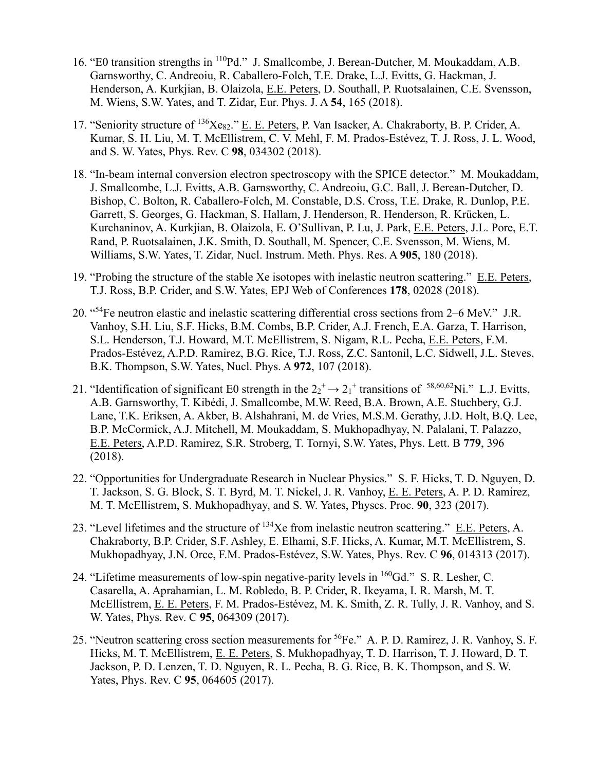16. "E0 transition strengths in $^{110}$Pd." J. Smallcombe, J. Berean-Dutcher, M. Moukaddam, A.B. Garnsworthy, C. Andreoiu, R. Caballero-Folch, T.E. Drake, L.J. Evitts, G. Hackman, J. Henderson, A. Kurkjian, B. Olaizola, E.E. Peters, D. Southall, P. Ruotsalainen, C.E. Svensson, M. Wiens, S.W. Yates, and T. Zidar, Eur. Phys. J. A **54**, 165 (2018).

17. "Seniority structure of $^{136}$Xe$_{82}$." E. E. Peters, P. Van Isacker, A. Chakraborty, B. P. Crider, A. Kumar, S. H. Liu, M. T. McEllistrem, C. V. Mehl, F. M. Prados-Estévez, T. J. Ross, J. L. Wood, and S. W. Yates, Phys. Rev. C **98**, 034302 (2018).

18. "In-beam internal conversion electron spectroscopy with the SPICE detector." M. Moukaddam, J. Smallcombe, L.J. Evitts, A.B. Garnsworthy, C. Andreoiu, G.C. Ball, J. Berean-Dutcher, D. Bishop, C. Bolton, R. Caballero-Folch, M. Constable, D.S. Cross, T.E. Drake, R. Dunlop, P.E. Garrett, S. Georges, G. Hackman, S. Hallam, J. Henderson, R. Henderson, R. Krücken, L. Kurchaninov, A. Kurkjian, B. Olaizola, E. O'Sullivan, P. Lu, J. Park, E.E. Peters, J.L. Pore, E.T. Rand, P. Ruotsalainen, J.K. Smith, D. Southall, M. Spencer, C.E. Svensson, M. Wiens, M. Williams, S.W. Yates, T. Zidar, Nucl. Instrum. Meth. Phys. Res. A **905**, 180 (2018).

19. "Probing the structure of the stable Xe isotopes with inelastic neutron scattering." E.E. Peters, T.J. Ross, B.P. Crider, and S.W. Yates, EPJ Web of Conferences **178**, 02028 (2018).

20. "$^{54}$Fe neutron elastic and inelastic scattering differential cross sections from 2–6 MeV." J.R. Vanhoy, S.H. Liu, S.F. Hicks, B.M. Combs, B.P. Crider, A.J. French, E.A. Garza, T. Harrison, S.L. Henderson, T.J. Howard, M.T. McEllistrem, S. Nigam, R.L. Pecha, E.E. Peters, F.M. Prados-Estévez, A.P.D. Ramirez, B.G. Rice, T.J. Ross, Z.C. Santonil, L.C. Sidwell, J.L. Steves, B.K. Thompson, S.W. Yates, Nucl. Phys. A **972**, 107 (2018).

21. "Identification of significant E0 strength in the $2_2^+ \rightarrow 2_1^+$ transitions of $^{58,60,62}$Ni." L.J. Evitts, A.B. Garnsworthy, T. Kibédi, J. Smallcombe, M.W. Reed, B.A. Brown, A.E. Stuchbery, G.J. Lane, T.K. Eriksen, A. Akber, B. Alshahrani, M. de Vries, M.S.M. Gerathy, J.D. Holt, B.Q. Lee, B.P. McCormick, A.J. Mitchell, M. Moukaddam, S. Mukhopadhyay, N. Palalani, T. Palazzo, E.E. Peters, A.P.D. Ramirez, S.R. Stroberg, T. Tornyi, S.W. Yates, Phys. Lett. B **779**, 396 (2018).

22. "Opportunities for Undergraduate Research in Nuclear Physics." S. F. Hicks, T. D. Nguyen, D. T. Jackson, S. G. Block, S. T. Byrd, M. T. Nickel, J. R. Vanhoy, E. E. Peters, A. P. D. Ramirez, M. T. McEllistrem, S. Mukhopadhyay, and S. W. Yates, Physcs. Proc. **90**, 323 (2017).

23. "Level lifetimes and the structure of $^{134}$Xe from inelastic neutron scattering." E.E. Peters, A. Chakraborty, B.P. Crider, S.F. Ashley, E. Elhami, S.F. Hicks, A. Kumar, M.T. McEllistrem, S. Mukhopadhyay, J.N. Orce, F.M. Prados-Estévez, S.W. Yates, Phys. Rev. C **96**, 014313 (2017).

24. "Lifetime measurements of low-spin negative-parity levels in $^{160}$Gd." S. R. Lesher, C. Casarella, A. Aprahamian, L. M. Robledo, B. P. Crider, R. Ikeyama, I. R. Marsh, M. T. McEllistrem, E. E. Peters, F. M. Prados-Estévez, M. K. Smith, Z. R. Tully, J. R. Vanhoy, and S. W. Yates, Phys. Rev. C **95**, 064309 (2017).

25. "Neutron scattering cross section measurements for $^{56}$Fe." A. P. D. Ramirez, J. R. Vanhoy, S. F. Hicks, M. T. McEllistrem, E. E. Peters, S. Mukhopadhyay, T. D. Harrison, T. J. Howard, D. T. Jackson, P. D. Lenzen, T. D. Nguyen, R. L. Pecha, B. G. Rice, B. K. Thompson, and S. W. Yates, Phys. Rev. C **95**, 064605 (2017).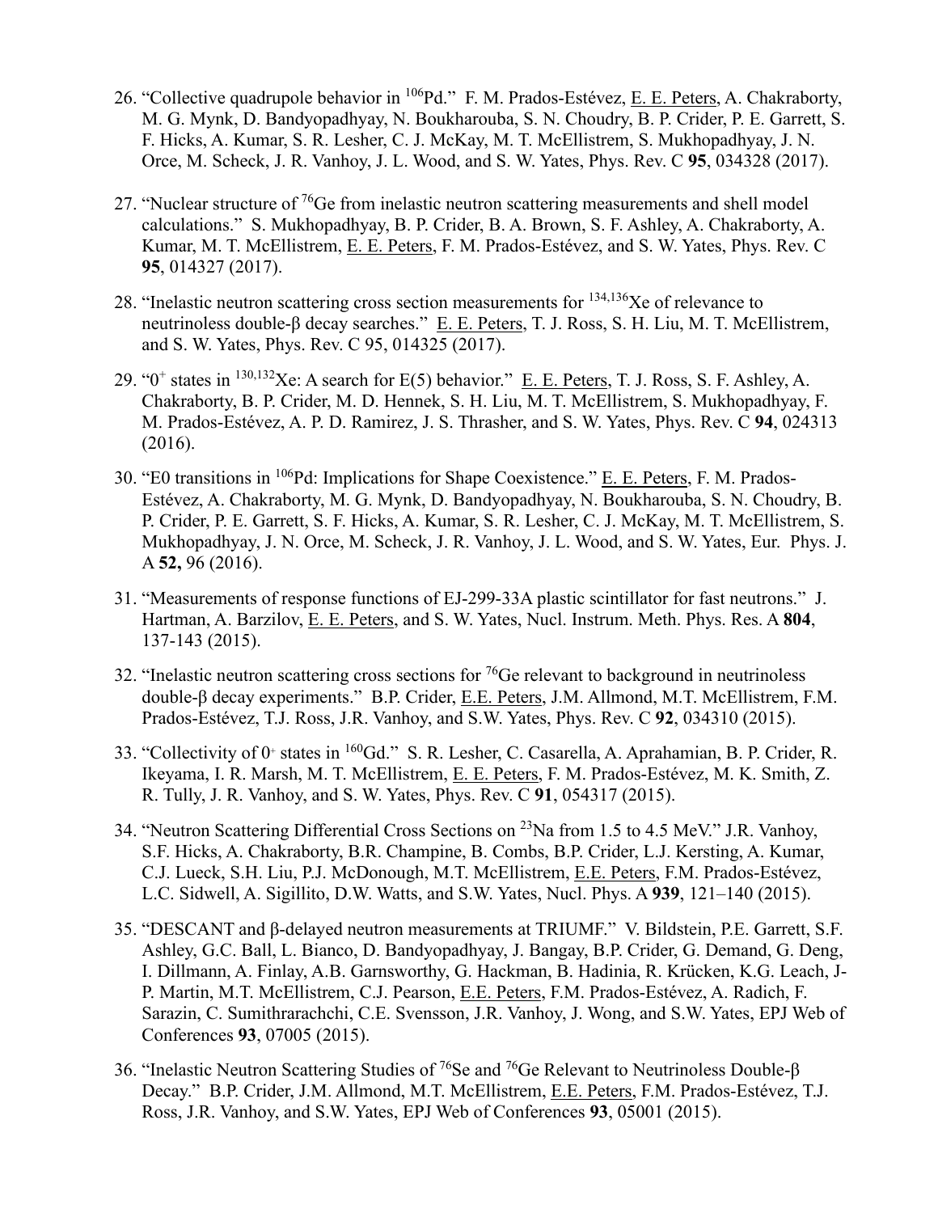26. "Collective quadrupole behavior in $^{106}$Pd." F. M. Prados-Estévez, E. E. Peters, A. Chakraborty, M. G. Mynk, D. Bandyopadhyay, N. Boukharouba, S. N. Choudry, B. P. Crider, P. E. Garrett, S. F. Hicks, A. Kumar, S. R. Lesher, C. J. McKay, M. T. McEllistrem, S. Mukhopadhyay, J. N. Orce, M. Scheck, J. R. Vanhoy, J. L. Wood, and S. W. Yates, Phys. Rev. C **95**, 034328 (2017).

27. "Nuclear structure of $^{76}$Ge from inelastic neutron scattering measurements and shell model calculations." S. Mukhopadhyay, B. P. Crider, B. A. Brown, S. F. Ashley, A. Chakraborty, A. Kumar, M. T. McEllistrem, E. E. Peters, F. M. Prados-Estévez, and S. W. Yates, Phys. Rev. C **95**, 014327 (2017).

28. "Inelastic neutron scattering cross section measurements for $^{134,136}$Xe of relevance to neutrinoless double-β decay searches." E. E. Peters, T. J. Ross, S. H. Liu, M. T. McEllistrem, and S. W. Yates, Phys. Rev. C 95, 014325 (2017).

29. "$0^+$ states in $^{130,132}$Xe: A search for E(5) behavior." E. E. Peters, T. J. Ross, S. F. Ashley, A. Chakraborty, B. P. Crider, M. D. Hennek, S. H. Liu, M. T. McEllistrem, S. Mukhopadhyay, F. M. Prados-Estévez, A. P. D. Ramirez, J. S. Thrasher, and S. W. Yates, Phys. Rev. C **94**, 024313 (2016).

30. "E0 transitions in $^{106}$Pd: Implications for Shape Coexistence." E. E. Peters, F. M. Prados-Estévez, A. Chakraborty, M. G. Mynk, D. Bandyopadhyay, N. Boukharouba, S. N. Choudry, B. P. Crider, P. E. Garrett, S. F. Hicks, A. Kumar, S. R. Lesher, C. J. McKay, M. T. McEllistrem, S. Mukhopadhyay, J. N. Orce, M. Scheck, J. R. Vanhoy, J. L. Wood, and S. W. Yates, Eur. Phys. J. A **52,** 96 (2016).

31. "Measurements of response functions of EJ-299-33A plastic scintillator for fast neutrons." J. Hartman, A. Barzilov, E. E. Peters, and S. W. Yates, Nucl. Instrum. Meth. Phys. Res. A **804**, 137-143 (2015).

32. "Inelastic neutron scattering cross sections for $^{76}$Ge relevant to background in neutrinoless double-β decay experiments." B.P. Crider, E.E. Peters, J.M. Allmond, M.T. McEllistrem, F.M. Prados-Estévez, T.J. Ross, J.R. Vanhoy, and S.W. Yates, Phys. Rev. C **92**, 034310 (2015).

33. "Collectivity of $0^+$ states in $^{160}$Gd." S. R. Lesher, C. Casarella, A. Aprahamian, B. P. Crider, R. Ikeyama, I. R. Marsh, M. T. McEllistrem, E. E. Peters, F. M. Prados-Estévez, M. K. Smith, Z. R. Tully, J. R. Vanhoy, and S. W. Yates, Phys. Rev. C **91**, 054317 (2015).

34. "Neutron Scattering Differential Cross Sections on $^{23}$Na from 1.5 to 4.5 MeV." J.R. Vanhoy, S.F. Hicks, A. Chakraborty, B.R. Champine, B. Combs, B.P. Crider, L.J. Kersting, A. Kumar, C.J. Lueck, S.H. Liu, P.J. McDonough, M.T. McEllistrem, E.E. Peters, F.M. Prados-Estévez, L.C. Sidwell, A. Sigillito, D.W. Watts, and S.W. Yates, Nucl. Phys. A **939**, 121–140 (2015).

35. "DESCANT and β-delayed neutron measurements at TRIUMF." V. Bildstein, P.E. Garrett, S.F. Ashley, G.C. Ball, L. Bianco, D. Bandyopadhyay, J. Bangay, B.P. Crider, G. Demand, G. Deng, I. Dillmann, A. Finlay, A.B. Garnsworthy, G. Hackman, B. Hadinia, R. Krücken, K.G. Leach, J-P. Martin, M.T. McEllistrem, C.J. Pearson, E.E. Peters, F.M. Prados-Estévez, A. Radich, F. Sarazin, C. Sumithrarachchi, C.E. Svensson, J.R. Vanhoy, J. Wong, and S.W. Yates, EPJ Web of Conferences **93**, 07005 (2015).

36. "Inelastic Neutron Scattering Studies of $^{76}$Se and $^{76}$Ge Relevant to Neutrinoless Double-β Decay." B.P. Crider, J.M. Allmond, M.T. McEllistrem, E.E. Peters, F.M. Prados-Estévez, T.J. Ross, J.R. Vanhoy, and S.W. Yates, EPJ Web of Conferences **93**, 05001 (2015).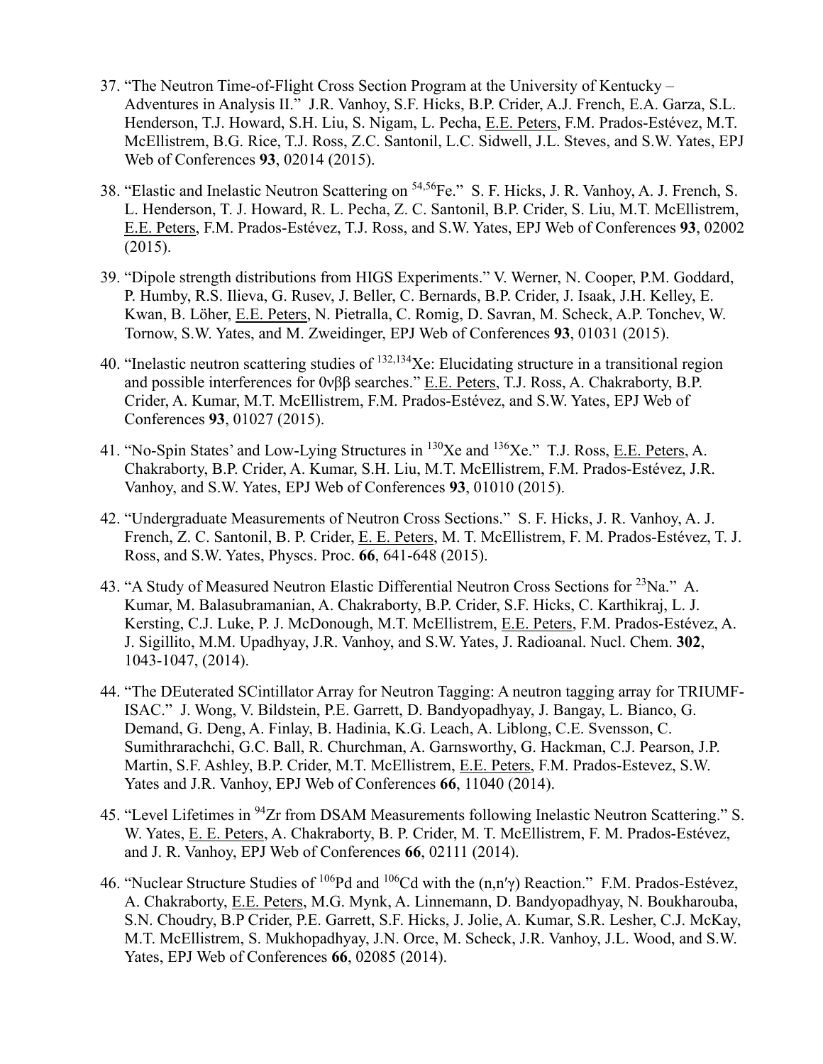37. "The Neutron Time-of-Flight Cross Section Program at the University of Kentucky – Adventures in Analysis II." J.R. Vanhoy, S.F. Hicks, B.P. Crider, A.J. French, E.A. Garza, S.L. Henderson, T.J. Howard, S.H. Liu, S. Nigam, L. Pecha, E.E. Peters, F.M. Prados-Estévez, M.T. McEllistrem, B.G. Rice, T.J. Ross, Z.C. Santonil, L.C. Sidwell, J.L. Steves, and S.W. Yates, EPJ Web of Conferences **93**, 02014 (2015).

38. "Elastic and Inelastic Neutron Scattering on $^{54,56}$Fe." S. F. Hicks, J. R. Vanhoy, A. J. French, S. L. Henderson, T. J. Howard, R. L. Pecha, Z. C. Santonil, B.P. Crider, S. Liu, M.T. McEllistrem, E.E. Peters, F.M. Prados-Estévez, T.J. Ross, and S.W. Yates, EPJ Web of Conferences **93**, 02002 (2015).

39. "Dipole strength distributions from HIGS Experiments." V. Werner, N. Cooper, P.M. Goddard, P. Humby, R.S. Ilieva, G. Rusev, J. Beller, C. Bernards, B.P. Crider, J. Isaak, J.H. Kelley, E. Kwan, B. Löher, E.E. Peters, N. Pietralla, C. Romig, D. Savran, M. Scheck, A.P. Tonchev, W. Tornow, S.W. Yates, and M. Zweidinger, EPJ Web of Conferences **93**, 01031 (2015).

40. "Inelastic neutron scattering studies of $^{132,134}$Xe: Elucidating structure in a transitional region and possible interferences for $0\nu\beta\beta$ searches." E.E. Peters, T.J. Ross, A. Chakraborty, B.P. Crider, A. Kumar, M.T. McEllistrem, F.M. Prados-Estévez, and S.W. Yates, EPJ Web of Conferences **93**, 01027 (2015).

41. "No-Spin States' and Low-Lying Structures in $^{130}$Xe and $^{136}$Xe." T.J. Ross, E.E. Peters, A. Chakraborty, B.P. Crider, A. Kumar, S.H. Liu, M.T. McEllistrem, F.M. Prados-Estévez, J.R. Vanhoy, and S.W. Yates, EPJ Web of Conferences **93**, 01010 (2015).

42. "Undergraduate Measurements of Neutron Cross Sections." S. F. Hicks, J. R. Vanhoy, A. J. French, Z. C. Santonil, B. P. Crider, E. E. Peters, M. T. McEllistrem, F. M. Prados-Estévez, T. J. Ross, and S.W. Yates, Physcs. Proc. **66**, 641-648 (2015).

43. "A Study of Measured Neutron Elastic Differential Neutron Cross Sections for $^{23}$Na." A. Kumar, M. Balasubramanian, A. Chakraborty, B.P. Crider, S.F. Hicks, C. Karthikraj, L. J. Kersting, C.J. Luke, P. J. McDonough, M.T. McEllistrem, E.E. Peters, F.M. Prados-Estévez, A. J. Sigillito, M.M. Upadhyay, J.R. Vanhoy, and S.W. Yates, J. Radioanal. Nucl. Chem. **302**, 1043-1047, (2014).

44. "The DEuterated SCintillator Array for Neutron Tagging: A neutron tagging array for TRIUMF-ISAC." J. Wong, V. Bildstein, P.E. Garrett, D. Bandyopadhyay, J. Bangay, L. Bianco, G. Demand, G. Deng, A. Finlay, B. Hadinia, K.G. Leach, A. Liblong, C.E. Svensson, C. Sumithrarachchi, G.C. Ball, R. Churchman, A. Garnsworthy, G. Hackman, C.J. Pearson, J.P. Martin, S.F. Ashley, B.P. Crider, M.T. McEllistrem, E.E. Peters, F.M. Prados-Estevez, S.W. Yates and J.R. Vanhoy, EPJ Web of Conferences **66**, 11040 (2014).

45. "Level Lifetimes in $^{94}$Zr from DSAM Measurements following Inelastic Neutron Scattering." S. W. Yates, E. E. Peters, A. Chakraborty, B. P. Crider, M. T. McEllistrem, F. M. Prados-Estévez, and J. R. Vanhoy, EPJ Web of Conferences **66**, 02111 (2014).

46. "Nuclear Structure Studies of $^{106}$Pd and $^{106}$Cd with the (n,n′$\gamma$) Reaction." F.M. Prados-Estévez, A. Chakraborty, E.E. Peters, M.G. Mynk, A. Linnemann, D. Bandyopadhyay, N. Boukharouba, S.N. Choudry, B.P Crider, P.E. Garrett, S.F. Hicks, J. Jolie, A. Kumar, S.R. Lesher, C.J. McKay, M.T. McEllistrem, S. Mukhopadhyay, J.N. Orce, M. Scheck, J.R. Vanhoy, J.L. Wood, and S.W. Yates, EPJ Web of Conferences **66**, 02085 (2014).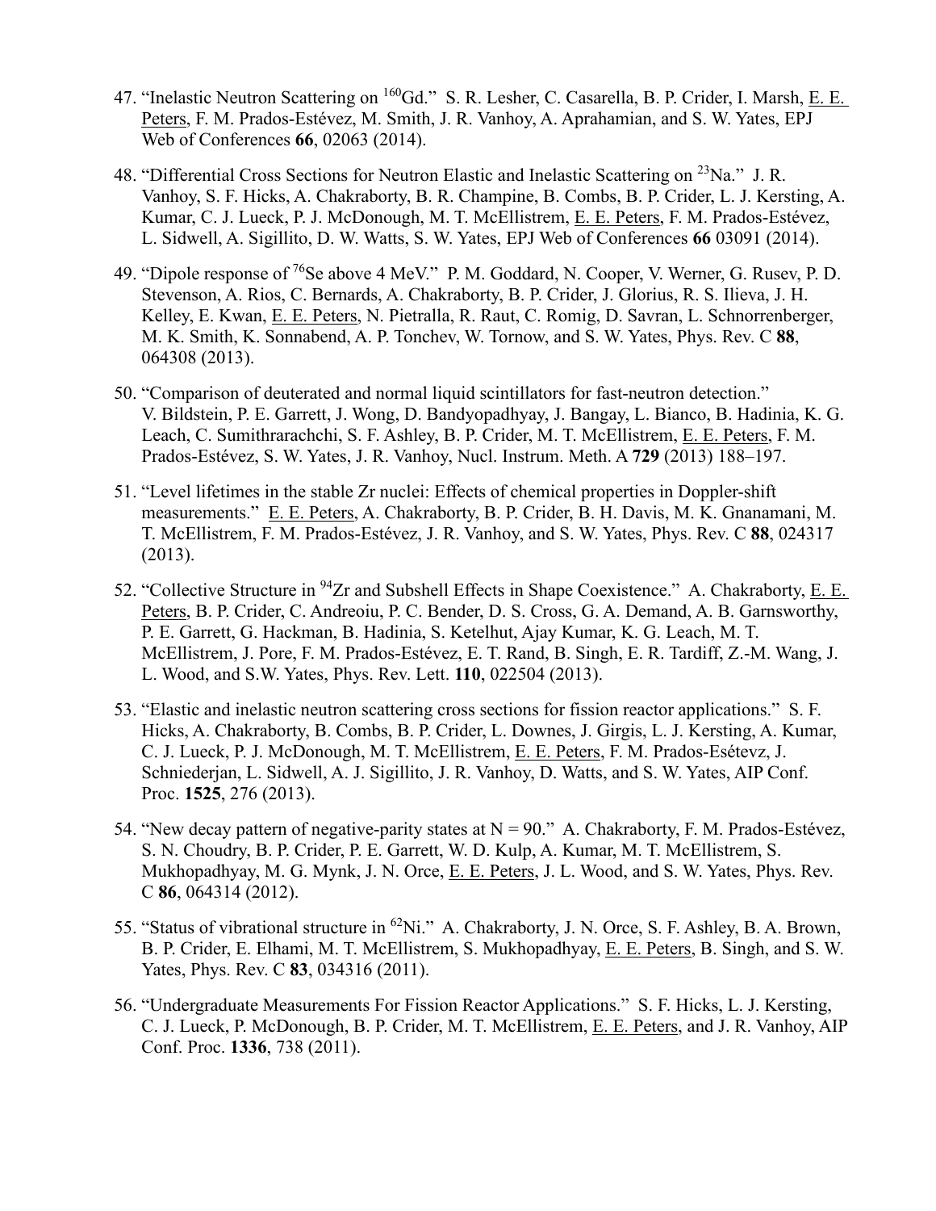47. "Inelastic Neutron Scattering on $^{160}$Gd." S. R. Lesher, C. Casarella, B. P. Crider, I. Marsh, E. E. Peters, F. M. Prados-Estévez, M. Smith, J. R. Vanhoy, A. Aprahamian, and S. W. Yates, EPJ Web of Conferences **66**, 02063 (2014).

48. "Differential Cross Sections for Neutron Elastic and Inelastic Scattering on $^{23}$Na." J. R. Vanhoy, S. F. Hicks, A. Chakraborty, B. R. Champine, B. Combs, B. P. Crider, L. J. Kersting, A. Kumar, C. J. Lueck, P. J. McDonough, M. T. McEllistrem, E. E. Peters, F. M. Prados-Estévez, L. Sidwell, A. Sigillito, D. W. Watts, S. W. Yates, EPJ Web of Conferences **66** 03091 (2014).

49. "Dipole response of $^{76}$Se above 4 MeV." P. M. Goddard, N. Cooper, V. Werner, G. Rusev, P. D. Stevenson, A. Rios, C. Bernards, A. Chakraborty, B. P. Crider, J. Glorius, R. S. Ilieva, J. H. Kelley, E. Kwan, E. E. Peters, N. Pietralla, R. Raut, C. Romig, D. Savran, L. Schnorrenberger, M. K. Smith, K. Sonnabend, A. P. Tonchev, W. Tornow, and S. W. Yates, Phys. Rev. C **88**, 064308 (2013).

50. "Comparison of deuterated and normal liquid scintillators for fast-neutron detection." V. Bildstein, P. E. Garrett, J. Wong, D. Bandyopadhyay, J. Bangay, L. Bianco, B. Hadinia, K. G. Leach, C. Sumithrarachchi, S. F. Ashley, B. P. Crider, M. T. McEllistrem, E. E. Peters, F. M. Prados-Estévez, S. W. Yates, J. R. Vanhoy, Nucl. Instrum. Meth. A **729** (2013) 188–197.

51. "Level lifetimes in the stable Zr nuclei: Effects of chemical properties in Doppler-shift measurements." E. E. Peters, A. Chakraborty, B. P. Crider, B. H. Davis, M. K. Gnanamani, M. T. McEllistrem, F. M. Prados-Estévez, J. R. Vanhoy, and S. W. Yates, Phys. Rev. C **88**, 024317 (2013).

52. "Collective Structure in $^{94}$Zr and Subshell Effects in Shape Coexistence." A. Chakraborty, E. E. Peters, B. P. Crider, C. Andreoiu, P. C. Bender, D. S. Cross, G. A. Demand, A. B. Garnsworthy, P. E. Garrett, G. Hackman, B. Hadinia, S. Ketelhut, Ajay Kumar, K. G. Leach, M. T. McEllistrem, J. Pore, F. M. Prados-Estévez, E. T. Rand, B. Singh, E. R. Tardiff, Z.-M. Wang, J. L. Wood, and S.W. Yates, Phys. Rev. Lett. **110**, 022504 (2013).

53. "Elastic and inelastic neutron scattering cross sections for fission reactor applications." S. F. Hicks, A. Chakraborty, B. Combs, B. P. Crider, L. Downes, J. Girgis, L. J. Kersting, A. Kumar, C. J. Lueck, P. J. McDonough, M. T. McEllistrem, E. E. Peters, F. M. Prados-Esétevz, J. Schniederjan, L. Sidwell, A. J. Sigillito, J. R. Vanhoy, D. Watts, and S. W. Yates, AIP Conf. Proc. **1525**, 276 (2013).

54. "New decay pattern of negative-parity states at N = 90." A. Chakraborty, F. M. Prados-Estévez, S. N. Choudry, B. P. Crider, P. E. Garrett, W. D. Kulp, A. Kumar, M. T. McEllistrem, S. Mukhopadhyay, M. G. Mynk, J. N. Orce, E. E. Peters, J. L. Wood, and S. W. Yates, Phys. Rev. C **86**, 064314 (2012).

55. "Status of vibrational structure in $^{62}$Ni." A. Chakraborty, J. N. Orce, S. F. Ashley, B. A. Brown, B. P. Crider, E. Elhami, M. T. McEllistrem, S. Mukhopadhyay, E. E. Peters, B. Singh, and S. W. Yates, Phys. Rev. C **83**, 034316 (2011).

56. "Undergraduate Measurements For Fission Reactor Applications." S. F. Hicks, L. J. Kersting, C. J. Lueck, P. McDonough, B. P. Crider, M. T. McEllistrem, E. E. Peters, and J. R. Vanhoy, AIP Conf. Proc. **1336**, 738 (2011).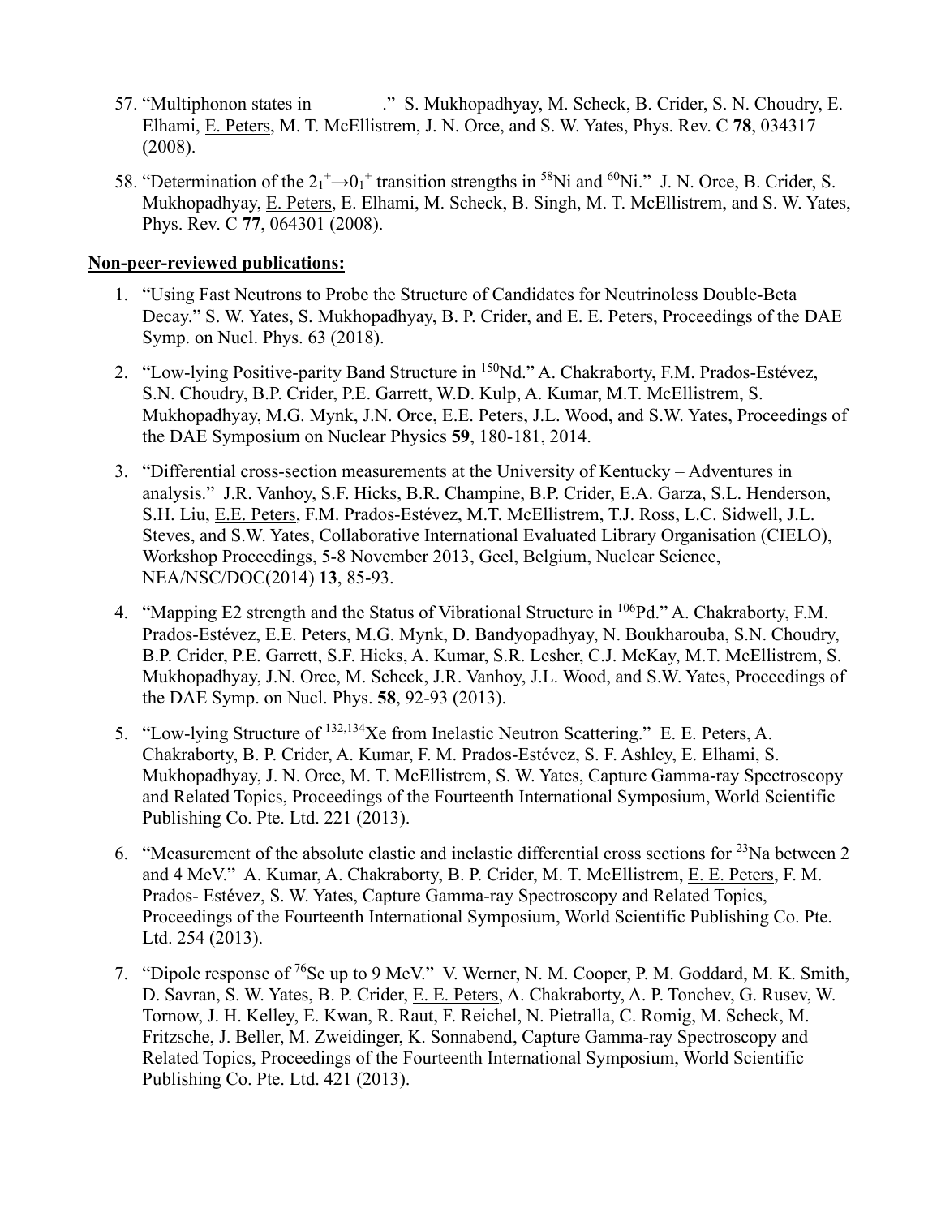57. "Multiphonon states in ." S. Mukhopadhyay, M. Scheck, B. Crider, S. N. Choudry, E. Elhami, E. Peters, M. T. McEllistrem, J. N. Orce, and S. W. Yates, Phys. Rev. C **78**, 034317 (2008).

58. "Determination of the $2_1^+ \rightarrow 0_1^+$ transition strengths in $^{58}$Ni and $^{60}$Ni." J. N. Orce, B. Crider, S. Mukhopadhyay, E. Peters, E. Elhami, M. Scheck, B. Singh, M. T. McEllistrem, and S. W. Yates, Phys. Rev. C **77**, 064301 (2008).

**Non-peer-reviewed publications:**

1. "Using Fast Neutrons to Probe the Structure of Candidates for Neutrinoless Double-Beta Decay." S. W. Yates, S. Mukhopadhyay, B. P. Crider, and E. E. Peters, Proceedings of the DAE Symp. on Nucl. Phys. 63 (2018).

2. "Low-lying Positive-parity Band Structure in $^{150}$Nd." A. Chakraborty, F.M. Prados-Estévez, S.N. Choudry, B.P. Crider, P.E. Garrett, W.D. Kulp, A. Kumar, M.T. McEllistrem, S. Mukhopadhyay, M.G. Mynk, J.N. Orce, E.E. Peters, J.L. Wood, and S.W. Yates, Proceedings of the DAE Symposium on Nuclear Physics **59**, 180-181, 2014.

3. "Differential cross-section measurements at the University of Kentucky – Adventures in analysis." J.R. Vanhoy, S.F. Hicks, B.R. Champine, B.P. Crider, E.A. Garza, S.L. Henderson, S.H. Liu, E.E. Peters, F.M. Prados-Estévez, M.T. McEllistrem, T.J. Ross, L.C. Sidwell, J.L. Steves, and S.W. Yates, Collaborative International Evaluated Library Organisation (CIELO), Workshop Proceedings, 5-8 November 2013, Geel, Belgium, Nuclear Science, NEA/NSC/DOC(2014) **13**, 85-93.

4. "Mapping E2 strength and the Status of Vibrational Structure in $^{106}$Pd." A. Chakraborty, F.M. Prados-Estévez, E.E. Peters, M.G. Mynk, D. Bandyopadhyay, N. Boukharouba, S.N. Choudry, B.P. Crider, P.E. Garrett, S.F. Hicks, A. Kumar, S.R. Lesher, C.J. McKay, M.T. McEllistrem, S. Mukhopadhyay, J.N. Orce, M. Scheck, J.R. Vanhoy, J.L. Wood, and S.W. Yates, Proceedings of the DAE Symp. on Nucl. Phys. **58**, 92-93 (2013).

5. "Low-lying Structure of $^{132,134}$Xe from Inelastic Neutron Scattering." E. E. Peters, A. Chakraborty, B. P. Crider, A. Kumar, F. M. Prados-Estévez, S. F. Ashley, E. Elhami, S. Mukhopadhyay, J. N. Orce, M. T. McEllistrem, S. W. Yates, Capture Gamma-ray Spectroscopy and Related Topics, Proceedings of the Fourteenth International Symposium, World Scientific Publishing Co. Pte. Ltd. 221 (2013).

6. "Measurement of the absolute elastic and inelastic differential cross sections for $^{23}$Na between 2 and 4 MeV." A. Kumar, A. Chakraborty, B. P. Crider, M. T. McEllistrem, E. E. Peters, F. M. Prados- Estévez, S. W. Yates, Capture Gamma-ray Spectroscopy and Related Topics, Proceedings of the Fourteenth International Symposium, World Scientific Publishing Co. Pte. Ltd. 254 (2013).

7. "Dipole response of $^{76}$Se up to 9 MeV." V. Werner, N. M. Cooper, P. M. Goddard, M. K. Smith, D. Savran, S. W. Yates, B. P. Crider, E. E. Peters, A. Chakraborty, A. P. Tonchev, G. Rusev, W. Tornow, J. H. Kelley, E. Kwan, R. Raut, F. Reichel, N. Pietralla, C. Romig, M. Scheck, M. Fritzsche, J. Beller, M. Zweidinger, K. Sonnabend, Capture Gamma-ray Spectroscopy and Related Topics, Proceedings of the Fourteenth International Symposium, World Scientific Publishing Co. Pte. Ltd. 421 (2013).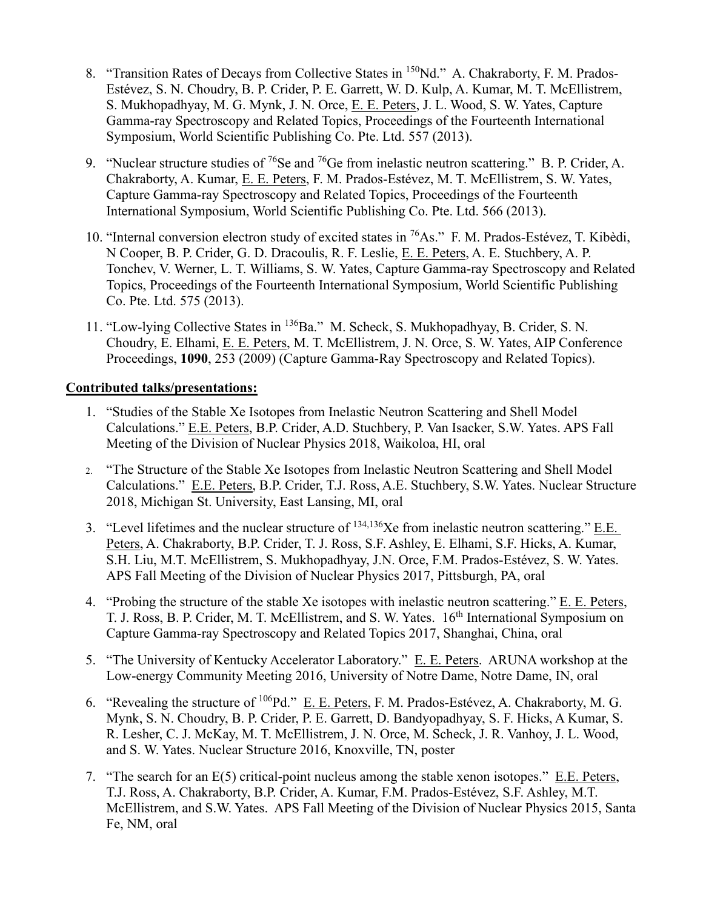8. "Transition Rates of Decays from Collective States in $^{150}$Nd." A. Chakraborty, F. M. Prados-Estévez, S. N. Choudry, B. P. Crider, P. E. Garrett, W. D. Kulp, A. Kumar, M. T. McEllistrem, S. Mukhopadhyay, M. G. Mynk, J. N. Orce, E. E. Peters, J. L. Wood, S. W. Yates, Capture Gamma-ray Spectroscopy and Related Topics, Proceedings of the Fourteenth International Symposium, World Scientific Publishing Co. Pte. Ltd. 557 (2013).

9. "Nuclear structure studies of $^{76}$Se and $^{76}$Ge from inelastic neutron scattering." B. P. Crider, A. Chakraborty, A. Kumar, E. E. Peters, F. M. Prados-Estévez, M. T. McEllistrem, S. W. Yates, Capture Gamma-ray Spectroscopy and Related Topics, Proceedings of the Fourteenth International Symposium, World Scientific Publishing Co. Pte. Ltd. 566 (2013).

10. "Internal conversion electron study of excited states in $^{76}$As." F. M. Prados-Estévez, T. Kibèdi, N Cooper, B. P. Crider, G. D. Dracoulis, R. F. Leslie, E. E. Peters, A. E. Stuchbery, A. P. Tonchev, V. Werner, L. T. Williams, S. W. Yates, Capture Gamma-ray Spectroscopy and Related Topics, Proceedings of the Fourteenth International Symposium, World Scientific Publishing Co. Pte. Ltd. 575 (2013).

11. "Low-lying Collective States in $^{136}$Ba." M. Scheck, S. Mukhopadhyay, B. Crider, S. N. Choudry, E. Elhami, E. E. Peters, M. T. McEllistrem, J. N. Orce, S. W. Yates, AIP Conference Proceedings, **1090**, 253 (2009) (Capture Gamma-Ray Spectroscopy and Related Topics).

**Contributed talks/presentations:**

1. "Studies of the Stable Xe Isotopes from Inelastic Neutron Scattering and Shell Model Calculations." E.E. Peters, B.P. Crider, A.D. Stuchbery, P. Van Isacker, S.W. Yates. APS Fall Meeting of the Division of Nuclear Physics 2018, Waikoloa, HI, oral

2. "The Structure of the Stable Xe Isotopes from Inelastic Neutron Scattering and Shell Model Calculations." E.E. Peters, B.P. Crider, T.J. Ross, A.E. Stuchbery, S.W. Yates. Nuclear Structure 2018, Michigan St. University, East Lansing, MI, oral

3. "Level lifetimes and the nuclear structure of $^{134,136}$Xe from inelastic neutron scattering." E.E. Peters, A. Chakraborty, B.P. Crider, T. J. Ross, S.F. Ashley, E. Elhami, S.F. Hicks, A. Kumar, S.H. Liu, M.T. McEllistrem, S. Mukhopadhyay, J.N. Orce, F.M. Prados-Estévez, S. W. Yates. APS Fall Meeting of the Division of Nuclear Physics 2017, Pittsburgh, PA, oral

4. "Probing the structure of the stable Xe isotopes with inelastic neutron scattering." E. E. Peters, T. J. Ross, B. P. Crider, M. T. McEllistrem, and S. W. Yates. 16th International Symposium on Capture Gamma-ray Spectroscopy and Related Topics 2017, Shanghai, China, oral

5. "The University of Kentucky Accelerator Laboratory." E. E. Peters. ARUNA workshop at the Low-energy Community Meeting 2016, University of Notre Dame, Notre Dame, IN, oral

6. "Revealing the structure of $^{106}$Pd." E. E. Peters, F. M. Prados-Estévez, A. Chakraborty, M. G. Mynk, S. N. Choudry, B. P. Crider, P. E. Garrett, D. Bandyopadhyay, S. F. Hicks, A Kumar, S. R. Lesher, C. J. McKay, M. T. McEllistrem, J. N. Orce, M. Scheck, J. R. Vanhoy, J. L. Wood, and S. W. Yates. Nuclear Structure 2016, Knoxville, TN, poster

7. "The search for an E(5) critical-point nucleus among the stable xenon isotopes." E.E. Peters, T.J. Ross, A. Chakraborty, B.P. Crider, A. Kumar, F.M. Prados-Estévez, S.F. Ashley, M.T. McEllistrem, and S.W. Yates. APS Fall Meeting of the Division of Nuclear Physics 2015, Santa Fe, NM, oral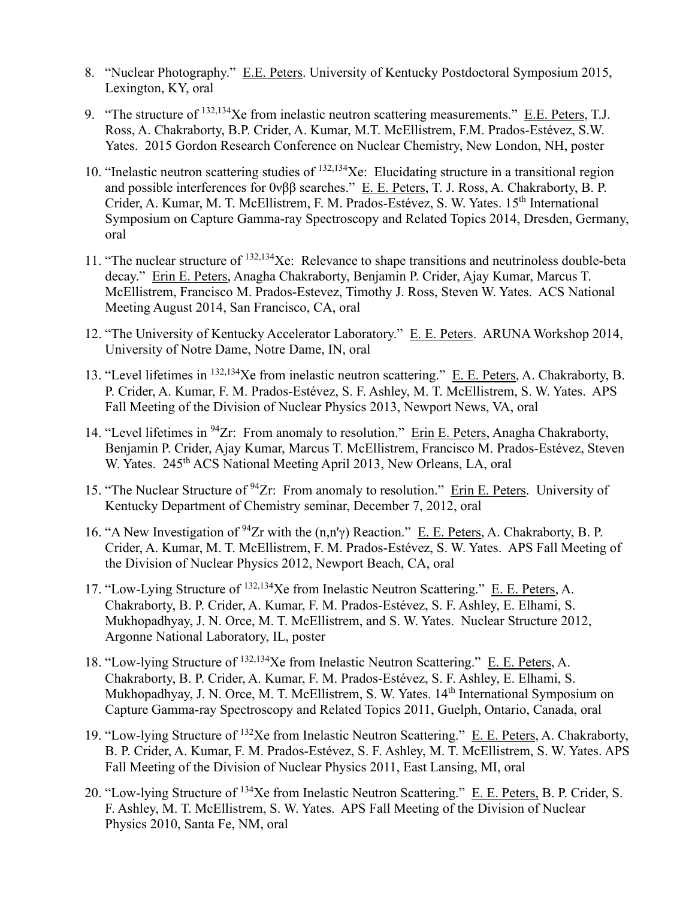8. "Nuclear Photography." E.E. Peters. University of Kentucky Postdoctoral Symposium 2015, Lexington, KY, oral

9. "The structure of $^{132,134}$Xe from inelastic neutron scattering measurements." E.E. Peters, T.J. Ross, A. Chakraborty, B.P. Crider, A. Kumar, M.T. McEllistrem, F.M. Prados-Estévez, S.W. Yates. 2015 Gordon Research Conference on Nuclear Chemistry, New London, NH, poster

10. "Inelastic neutron scattering studies of $^{132,134}$Xe: Elucidating structure in a transitional region and possible interferences for 0νββ searches." E. E. Peters, T. J. Ross, A. Chakraborty, B. P. Crider, A. Kumar, M. T. McEllistrem, F. M. Prados-Estévez, S. W. Yates. 15th International Symposium on Capture Gamma-ray Spectroscopy and Related Topics 2014, Dresden, Germany, oral

11. "The nuclear structure of $^{132,134}$Xe: Relevance to shape transitions and neutrinoless double-beta decay." Erin E. Peters, Anagha Chakraborty, Benjamin P. Crider, Ajay Kumar, Marcus T. McEllistrem, Francisco M. Prados-Estevez, Timothy J. Ross, Steven W. Yates. ACS National Meeting August 2014, San Francisco, CA, oral

12. "The University of Kentucky Accelerator Laboratory." E. E. Peters. ARUNA Workshop 2014, University of Notre Dame, Notre Dame, IN, oral

13. "Level lifetimes in $^{132,134}$Xe from inelastic neutron scattering." E. E. Peters, A. Chakraborty, B. P. Crider, A. Kumar, F. M. Prados-Estévez, S. F. Ashley, M. T. McEllistrem, S. W. Yates. APS Fall Meeting of the Division of Nuclear Physics 2013, Newport News, VA, oral

14. "Level lifetimes in $^{94}$Zr: From anomaly to resolution." Erin E. Peters, Anagha Chakraborty, Benjamin P. Crider, Ajay Kumar, Marcus T. McEllistrem, Francisco M. Prados-Estévez, Steven W. Yates. 245th ACS National Meeting April 2013, New Orleans, LA, oral

15. "The Nuclear Structure of $^{94}$Zr: From anomaly to resolution." Erin E. Peters. University of Kentucky Department of Chemistry seminar, December 7, 2012, oral

16. "A New Investigation of $^{94}$Zr with the (n,n'γ) Reaction." E. E. Peters, A. Chakraborty, B. P. Crider, A. Kumar, M. T. McEllistrem, F. M. Prados-Estévez, S. W. Yates. APS Fall Meeting of the Division of Nuclear Physics 2012, Newport Beach, CA, oral

17. "Low-Lying Structure of $^{132,134}$Xe from Inelastic Neutron Scattering." E. E. Peters, A. Chakraborty, B. P. Crider, A. Kumar, F. M. Prados-Estévez, S. F. Ashley, E. Elhami, S. Mukhopadhyay, J. N. Orce, M. T. McEllistrem, and S. W. Yates. Nuclear Structure 2012, Argonne National Laboratory, IL, poster

18. "Low-lying Structure of $^{132,134}$Xe from Inelastic Neutron Scattering." E. E. Peters, A. Chakraborty, B. P. Crider, A. Kumar, F. M. Prados-Estévez, S. F. Ashley, E. Elhami, S. Mukhopadhyay, J. N. Orce, M. T. McEllistrem, S. W. Yates. 14th International Symposium on Capture Gamma-ray Spectroscopy and Related Topics 2011, Guelph, Ontario, Canada, oral

19. "Low-lying Structure of $^{132}$Xe from Inelastic Neutron Scattering." E. E. Peters, A. Chakraborty, B. P. Crider, A. Kumar, F. M. Prados-Estévez, S. F. Ashley, M. T. McEllistrem, S. W. Yates. APS Fall Meeting of the Division of Nuclear Physics 2011, East Lansing, MI, oral

20. "Low-lying Structure of $^{134}$Xe from Inelastic Neutron Scattering." E. E. Peters, B. P. Crider, S. F. Ashley, M. T. McEllistrem, S. W. Yates. APS Fall Meeting of the Division of Nuclear Physics 2010, Santa Fe, NM, oral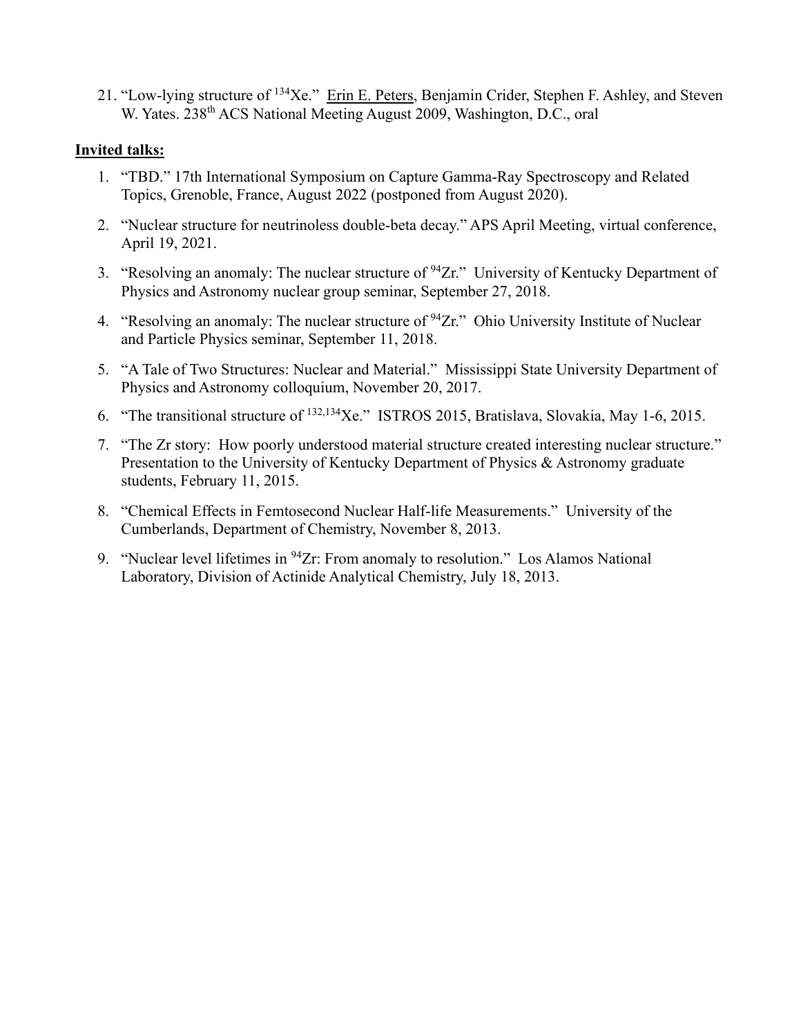21. "Low-lying structure of $^{134}$Xe." Erin E. Peters, Benjamin Crider, Stephen F. Ashley, and Steven W. Yates. 238$^{th}$ ACS National Meeting August 2009, Washington, D.C., oral

**Invited talks:**

1. "TBD." 17th International Symposium on Capture Gamma-Ray Spectroscopy and Related Topics, Grenoble, France, August 2022 (postponed from August 2020).
2. "Nuclear structure for neutrinoless double-beta decay." APS April Meeting, virtual conference, April 19, 2021.
3. "Resolving an anomaly: The nuclear structure of $^{94}$Zr." University of Kentucky Department of Physics and Astronomy nuclear group seminar, September 27, 2018.
4. "Resolving an anomaly: The nuclear structure of $^{94}$Zr." Ohio University Institute of Nuclear and Particle Physics seminar, September 11, 2018.
5. "A Tale of Two Structures: Nuclear and Material." Mississippi State University Department of Physics and Astronomy colloquium, November 20, 2017.
6. "The transitional structure of $^{132,134}$Xe." ISTROS 2015, Bratislava, Slovakia, May 1-6, 2015.
7. "The Zr story: How poorly understood material structure created interesting nuclear structure." Presentation to the University of Kentucky Department of Physics & Astronomy graduate students, February 11, 2015.
8. "Chemical Effects in Femtosecond Nuclear Half-life Measurements." University of the Cumberlands, Department of Chemistry, November 8, 2013.
9. "Nuclear level lifetimes in $^{94}$Zr: From anomaly to resolution." Los Alamos National Laboratory, Division of Actinide Analytical Chemistry, July 18, 2013.